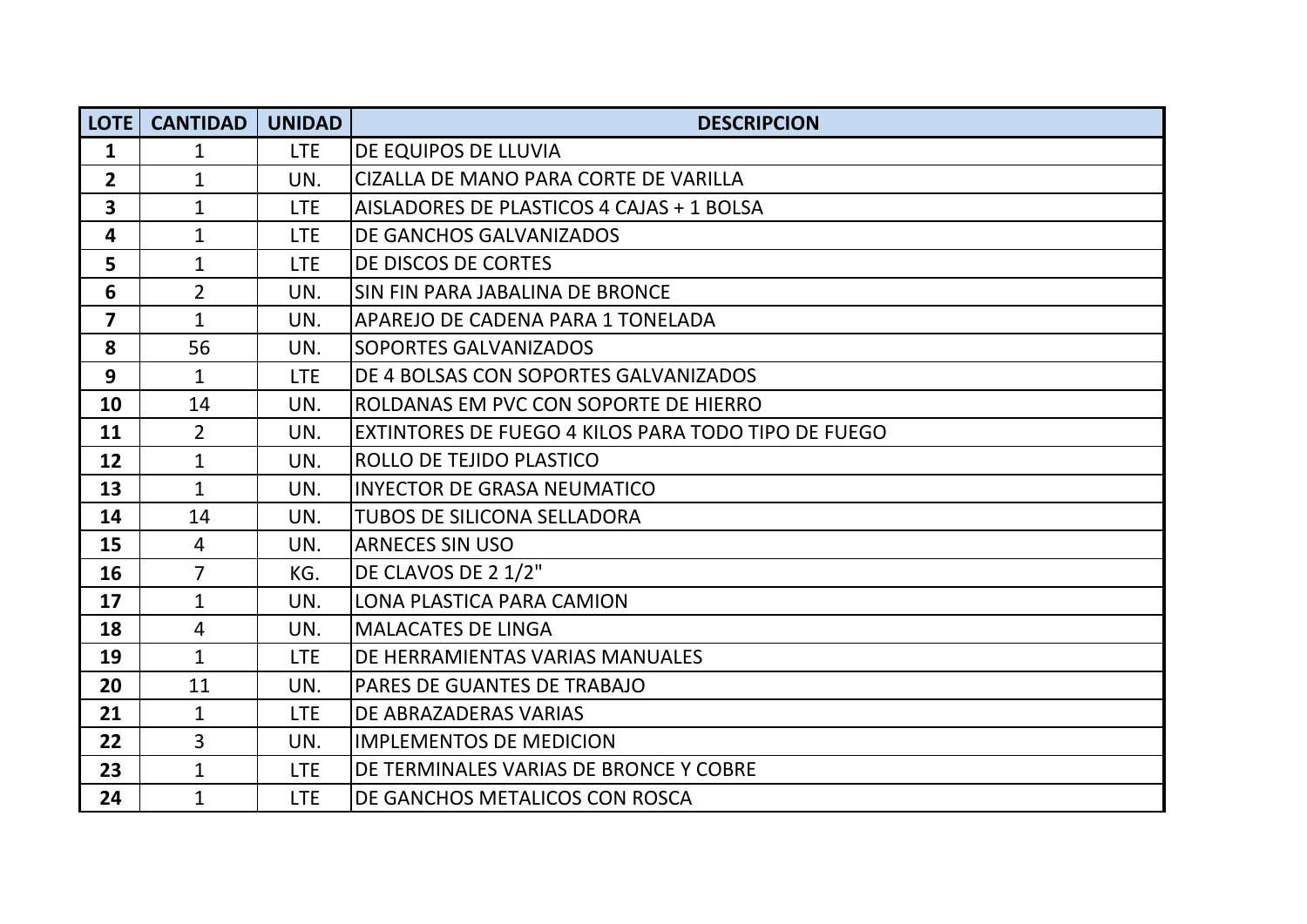| LOTE | CANTIDAD | UNIDAD | DESCRIPCION |
|---|---|---|---|
| 1 | 1 | LTE | DE EQUIPOS DE LLUVIA |
| 2 | 1 | UN. | CIZALLA DE MANO PARA CORTE DE VARILLA |
| 3 | 1 | LTE | AISLADORES DE PLASTICOS 4 CAJAS + 1 BOLSA |
| 4 | 1 | LTE | DE GANCHOS GALVANIZADOS |
| 5 | 1 | LTE | DE DISCOS DE CORTES |
| 6 | 2 | UN. | SIN FIN PARA JABALINA DE BRONCE |
| 7 | 1 | UN. | APAREJO DE CADENA PARA 1 TONELADA |
| 8 | 56 | UN. | SOPORTES GALVANIZADOS |
| 9 | 1 | LTE | DE 4 BOLSAS CON SOPORTES GALVANIZADOS |
| 10 | 14 | UN. | ROLDANAS EM PVC CON SOPORTE DE HIERRO |
| 11 | 2 | UN. | EXTINTORES DE FUEGO 4 KILOS PARA TODO TIPO DE FUEGO |
| 12 | 1 | UN. | ROLLO DE TEJIDO PLASTICO |
| 13 | 1 | UN. | INYECTOR DE GRASA NEUMATICO |
| 14 | 14 | UN. | TUBOS DE SILICONA SELLADORA |
| 15 | 4 | UN. | ARNECES SIN USO |
| 16 | 7 | KG. | DE CLAVOS DE 2 1/2" |
| 17 | 1 | UN. | LONA PLASTICA PARA CAMION |
| 18 | 4 | UN. | MALACATES DE LINGA |
| 19 | 1 | LTE | DE HERRAMIENTAS VARIAS MANUALES |
| 20 | 11 | UN. | PARES DE GUANTES DE TRABAJO |
| 21 | 1 | LTE | DE ABRAZADERAS VARIAS |
| 22 | 3 | UN. | IMPLEMENTOS DE MEDICION |
| 23 | 1 | LTE | DE TERMINALES VARIAS DE BRONCE Y COBRE |
| 24 | 1 | LTE | DE GANCHOS METALICOS CON ROSCA |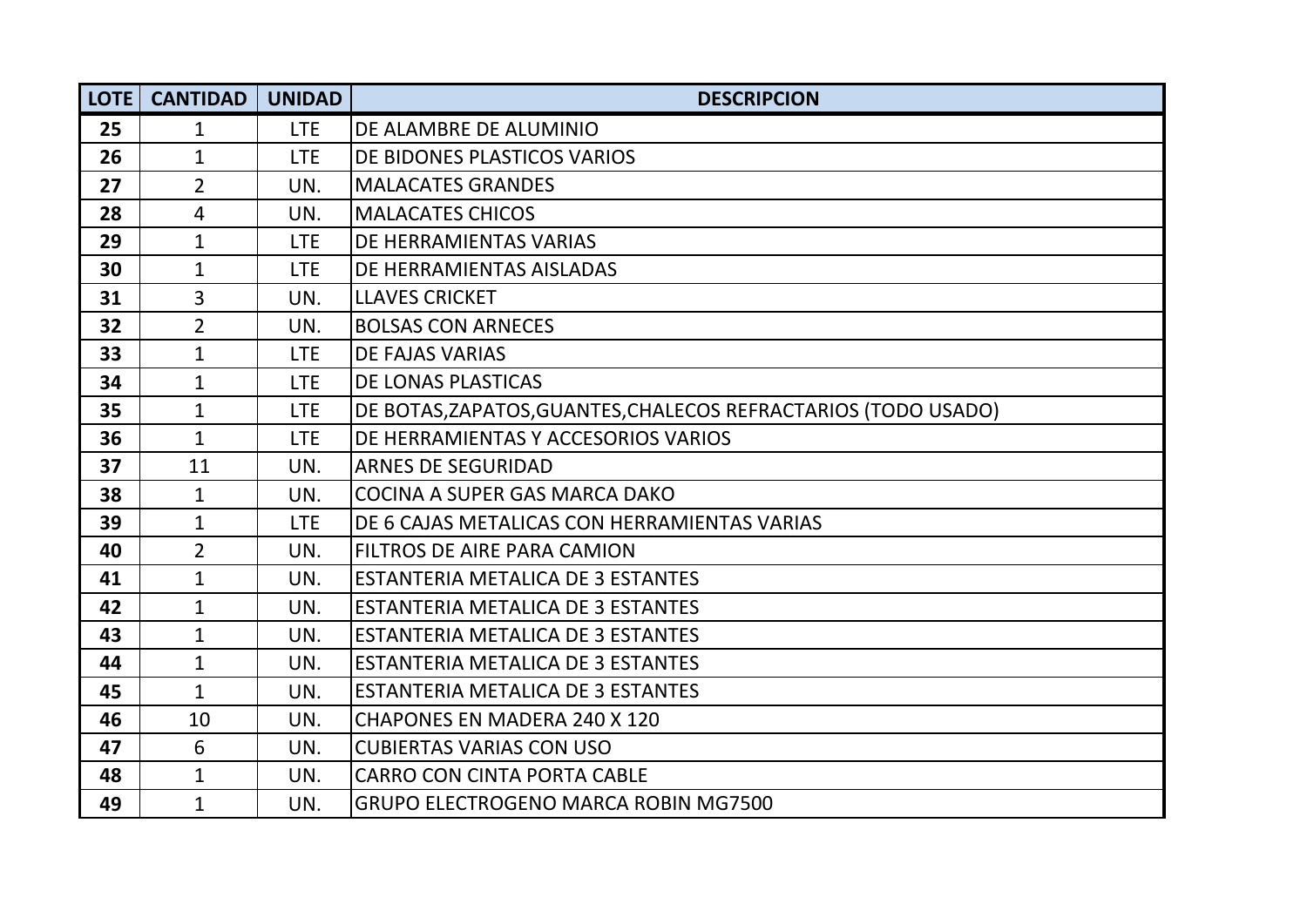| LOTE | CANTIDAD | UNIDAD | DESCRIPCION |
|---|---|---|---|
| **25** | 1 | LTE | DE ALAMBRE DE ALUMINIO |
| **26** | 1 | LTE | DE BIDONES PLASTICOS VARIOS |
| **27** | 2 | UN. | MALACATES GRANDES |
| **28** | 4 | UN. | MALACATES CHICOS |
| **29** | 1 | LTE | DE HERRAMIENTAS VARIAS |
| **30** | 1 | LTE | DE HERRAMIENTAS AISLADAS |
| **31** | 3 | UN. | LLAVES CRICKET |
| **32** | 2 | UN. | BOLSAS CON ARNECES |
| **33** | 1 | LTE | DE FAJAS VARIAS |
| **34** | 1 | LTE | DE LONAS PLASTICAS |
| **35** | 1 | LTE | DE BOTAS,ZAPATOS,GUANTES,CHALECOS REFRACTARIOS (TODO USADO) |
| **36** | 1 | LTE | DE HERRAMIENTAS Y ACCESORIOS VARIOS |
| **37** | 11 | UN. | ARNES DE SEGURIDAD |
| **38** | 1 | UN. | COCINA A SUPER GAS MARCA DAKO |
| **39** | 1 | LTE | DE 6 CAJAS METALICAS CON HERRAMIENTAS VARIAS |
| **40** | 2 | UN. | FILTROS DE AIRE PARA CAMION |
| **41** | 1 | UN. | ESTANTERIA METALICA DE 3 ESTANTES |
| **42** | 1 | UN. | ESTANTERIA METALICA DE 3 ESTANTES |
| **43** | 1 | UN. | ESTANTERIA METALICA DE 3 ESTANTES |
| **44** | 1 | UN. | ESTANTERIA METALICA DE 3 ESTANTES |
| **45** | 1 | UN. | ESTANTERIA METALICA DE 3 ESTANTES |
| **46** | 10 | UN. | CHAPONES EN MADERA 240 X 120 |
| **47** | 6 | UN. | CUBIERTAS VARIAS CON USO |
| **48** | 1 | UN. | CARRO CON CINTA PORTA CABLE |
| **49** | 1 | UN. | GRUPO ELECTROGENO MARCA ROBIN MG7500 |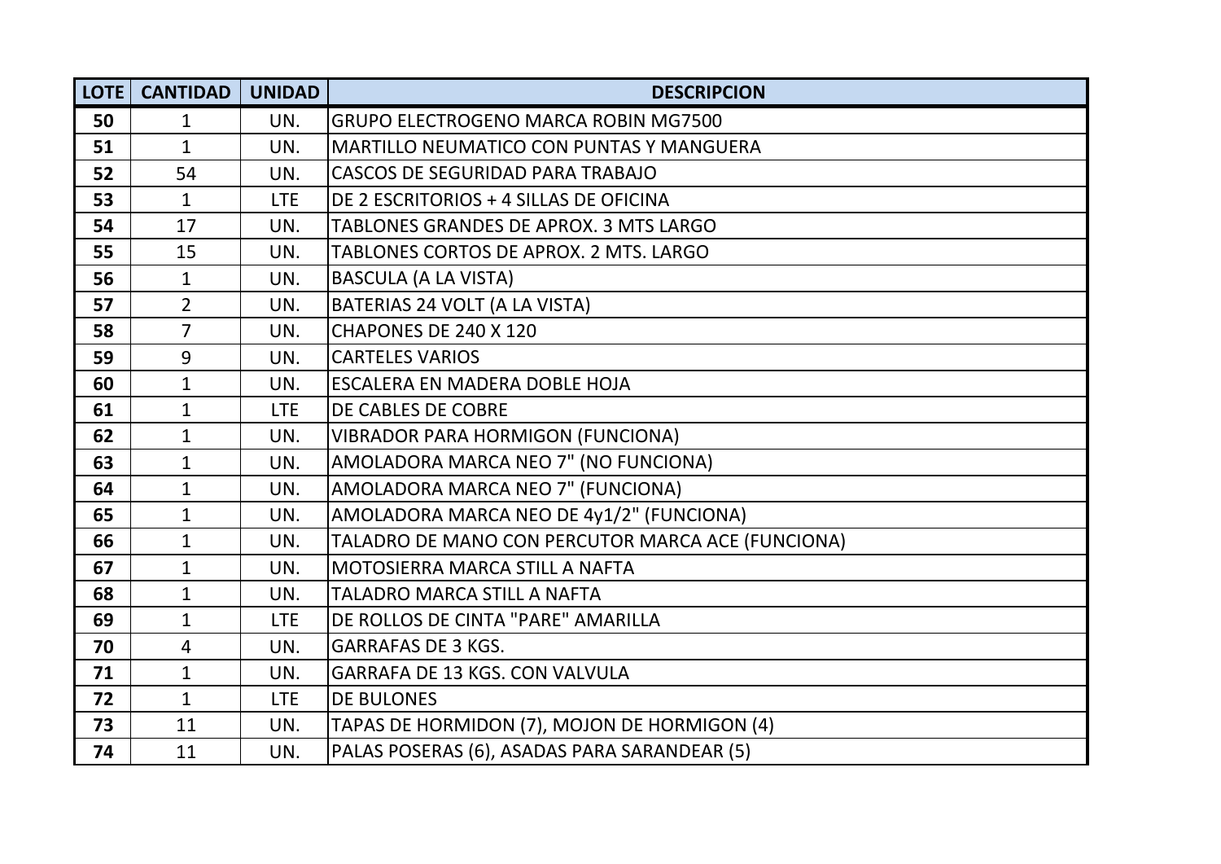| LOTE | CANTIDAD | UNIDAD | DESCRIPCION |
|---|---|---|---|
| **50** | 1 | UN. | GRUPO ELECTROGENO MARCA ROBIN MG7500 |
| **51** | 1 | UN. | MARTILLO NEUMATICO CON PUNTAS Y MANGUERA |
| **52** | 54 | UN. | CASCOS DE SEGURIDAD PARA TRABAJO |
| **53** | 1 | LTE | DE 2 ESCRITORIOS + 4 SILLAS DE OFICINA |
| **54** | 17 | UN. | TABLONES GRANDES DE APROX. 3 MTS LARGO |
| **55** | 15 | UN. | TABLONES CORTOS DE APROX. 2 MTS. LARGO |
| **56** | 1 | UN. | BASCULA (A LA VISTA) |
| **57** | 2 | UN. | BATERIAS 24 VOLT (A LA VISTA) |
| **58** | 7 | UN. | CHAPONES DE 240 X 120 |
| **59** | 9 | UN. | CARTELES VARIOS |
| **60** | 1 | UN. | ESCALERA EN MADERA DOBLE HOJA |
| **61** | 1 | LTE | DE CABLES DE COBRE |
| **62** | 1 | UN. | VIBRADOR PARA HORMIGON (FUNCIONA) |
| **63** | 1 | UN. | AMOLADORA MARCA NEO 7" (NO FUNCIONA) |
| **64** | 1 | UN. | AMOLADORA MARCA NEO 7" (FUNCIONA) |
| **65** | 1 | UN. | AMOLADORA MARCA NEO DE 4y1/2" (FUNCIONA) |
| **66** | 1 | UN. | TALADRO DE MANO CON PERCUTOR MARCA ACE (FUNCIONA) |
| **67** | 1 | UN. | MOTOSIERRA MARCA STILL A NAFTA |
| **68** | 1 | UN. | TALADRO MARCA STILL A NAFTA |
| **69** | 1 | LTE | DE ROLLOS DE CINTA "PARE" AMARILLA |
| **70** | 4 | UN. | GARRAFAS DE 3 KGS. |
| **71** | 1 | UN. | GARRAFA DE 13 KGS. CON VALVULA |
| **72** | 1 | LTE | DE BULONES |
| **73** | 11 | UN. | TAPAS DE HORMIDON (7), MOJON DE HORMIGON (4) |
| **74** | 11 | UN. | PALAS POSERAS (6), ASADAS PARA SARANDEAR (5) |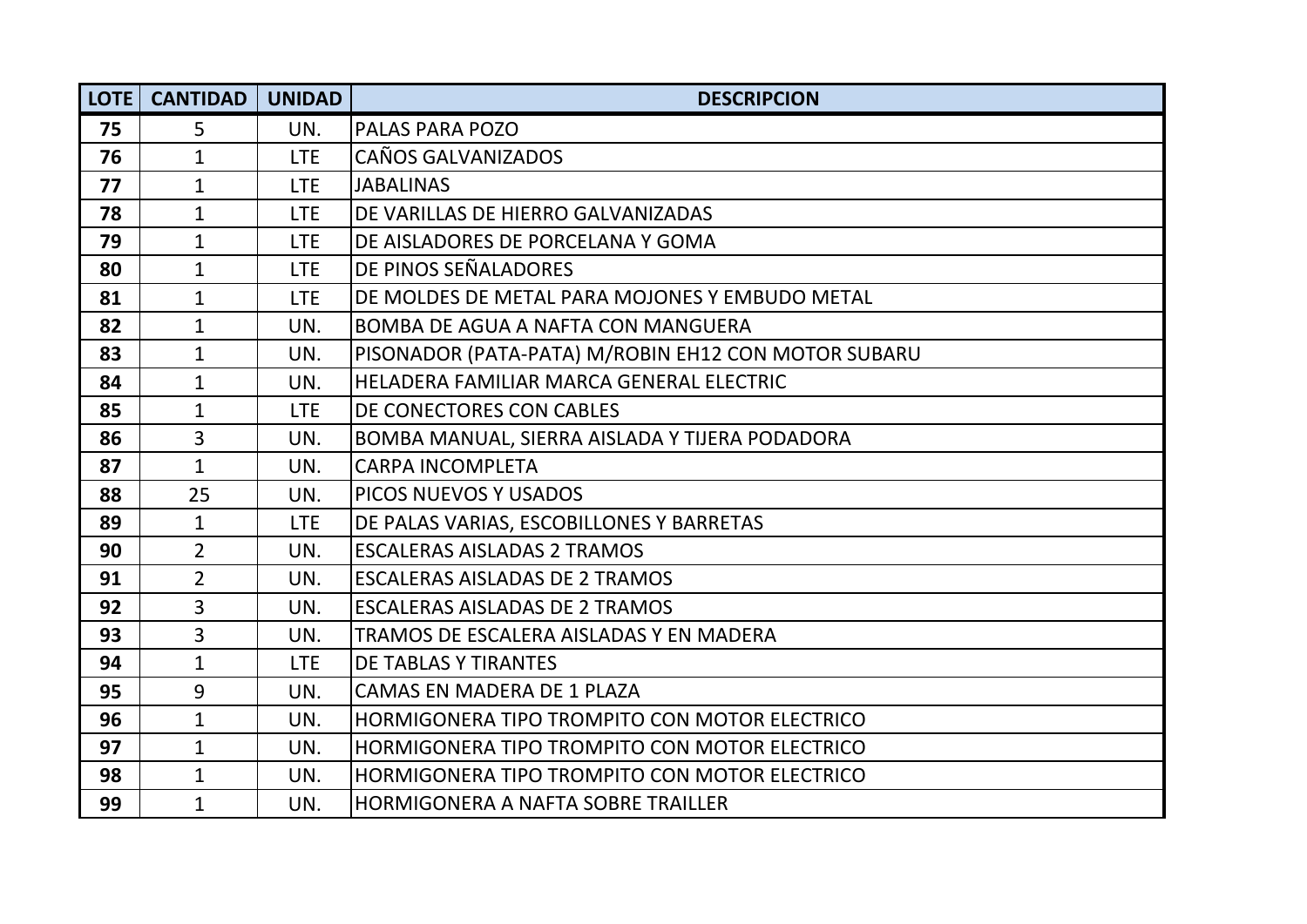| LOTE | CANTIDAD | UNIDAD | DESCRIPCION |
|---|---|---|---|
| 75 | 5 | UN. | PALAS PARA POZO |
| 76 | 1 | LTE | CAÑOS GALVANIZADOS |
| 77 | 1 | LTE | JABALINAS |
| 78 | 1 | LTE | DE VARILLAS DE HIERRO GALVANIZADAS |
| 79 | 1 | LTE | DE AISLADORES DE PORCELANA Y GOMA |
| 80 | 1 | LTE | DE PINOS SEÑALADORES |
| 81 | 1 | LTE | DE MOLDES DE METAL PARA MOJONES Y EMBUDO METAL |
| 82 | 1 | UN. | BOMBA DE AGUA A NAFTA CON MANGUERA |
| 83 | 1 | UN. | PISONADOR (PATA-PATA) M/ROBIN EH12 CON MOTOR SUBARU |
| 84 | 1 | UN. | HELADERA FAMILIAR MARCA GENERAL ELECTRIC |
| 85 | 1 | LTE | DE CONECTORES CON CABLES |
| 86 | 3 | UN. | BOMBA MANUAL, SIERRA AISLADA Y TIJERA PODADORA |
| 87 | 1 | UN. | CARPA INCOMPLETA |
| 88 | 25 | UN. | PICOS NUEVOS Y USADOS |
| 89 | 1 | LTE | DE PALAS VARIAS, ESCOBILLONES Y BARRETAS |
| 90 | 2 | UN. | ESCALERAS AISLADAS 2 TRAMOS |
| 91 | 2 | UN. | ESCALERAS AISLADAS DE 2 TRAMOS |
| 92 | 3 | UN. | ESCALERAS AISLADAS DE 2 TRAMOS |
| 93 | 3 | UN. | TRAMOS DE ESCALERA AISLADAS Y EN MADERA |
| 94 | 1 | LTE | DE TABLAS Y TIRANTES |
| 95 | 9 | UN. | CAMAS EN MADERA DE 1 PLAZA |
| 96 | 1 | UN. | HORMIGONERA TIPO TROMPITO CON MOTOR ELECTRICO |
| 97 | 1 | UN. | HORMIGONERA TIPO TROMPITO CON MOTOR ELECTRICO |
| 98 | 1 | UN. | HORMIGONERA TIPO TROMPITO CON MOTOR ELECTRICO |
| 99 | 1 | UN. | HORMIGONERA A NAFTA SOBRE TRAILLER |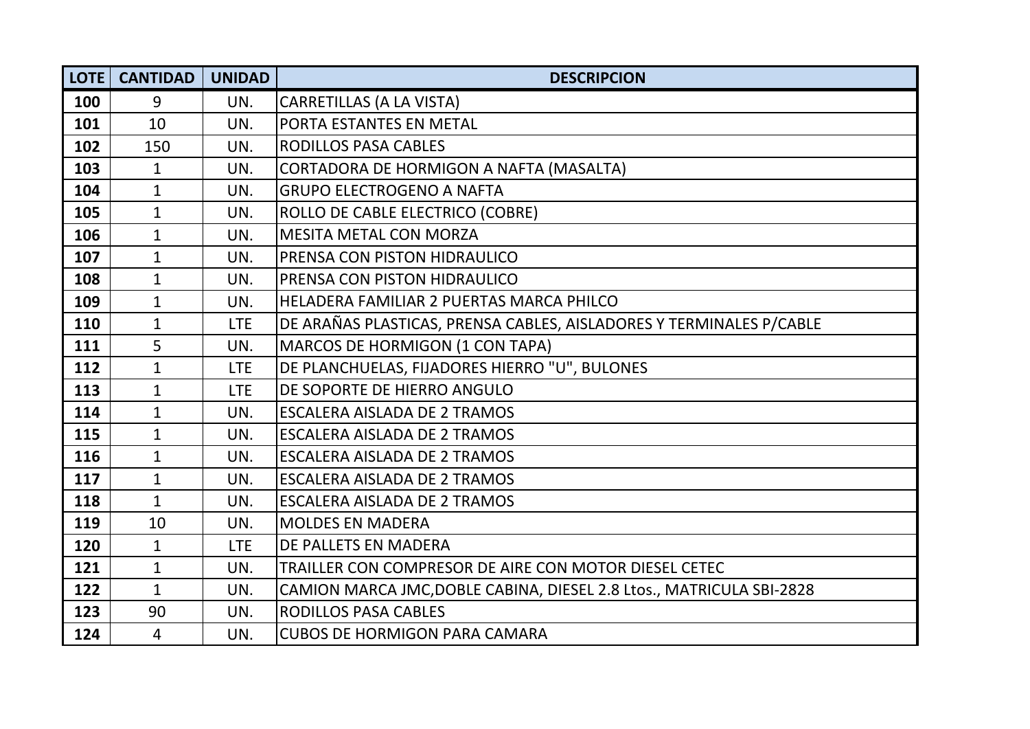| LOTE | CANTIDAD | UNIDAD | DESCRIPCION |
|---|---|---|---|
| **100** | 9 | UN. | CARRETILLAS (A LA VISTA) |
| **101** | 10 | UN. | PORTA ESTANTES EN METAL |
| **102** | 150 | UN. | RODILLOS PASA CABLES |
| **103** | 1 | UN. | CORTADORA DE HORMIGON A NAFTA (MASALTA) |
| **104** | 1 | UN. | GRUPO ELECTROGENO A NAFTA |
| **105** | 1 | UN. | ROLLO DE CABLE ELECTRICO (COBRE) |
| **106** | 1 | UN. | MESITA METAL CON MORZA |
| **107** | 1 | UN. | PRENSA CON PISTON HIDRAULICO |
| **108** | 1 | UN. | PRENSA CON PISTON HIDRAULICO |
| **109** | 1 | UN. | HELADERA FAMILIAR 2 PUERTAS MARCA PHILCO |
| **110** | 1 | LTE | DE ARAÑAS PLASTICAS, PRENSA CABLES, AISLADORES Y TERMINALES P/CABLE |
| **111** | 5 | UN. | MARCOS DE HORMIGON (1 CON TAPA) |
| **112** | 1 | LTE | DE PLANCHUELAS, FIJADORES HIERRO "U", BULONES |
| **113** | 1 | LTE | DE SOPORTE DE HIERRO ANGULO |
| **114** | 1 | UN. | ESCALERA AISLADA DE 2 TRAMOS |
| **115** | 1 | UN. | ESCALERA AISLADA DE 2 TRAMOS |
| **116** | 1 | UN. | ESCALERA AISLADA DE 2 TRAMOS |
| **117** | 1 | UN. | ESCALERA AISLADA DE 2 TRAMOS |
| **118** | 1 | UN. | ESCALERA AISLADA DE 2 TRAMOS |
| **119** | 10 | UN. | MOLDES EN MADERA |
| **120** | 1 | LTE | DE PALLETS EN MADERA |
| **121** | 1 | UN. | TRAILLER CON COMPRESOR DE AIRE CON MOTOR DIESEL CETEC |
| **122** | 1 | UN. | CAMION MARCA JMC,DOBLE CABINA, DIESEL 2.8 Ltos., MATRICULA SBI-2828 |
| **123** | 90 | UN. | RODILLOS PASA CABLES |
| **124** | 4 | UN. | CUBOS DE HORMIGON PARA CAMARA |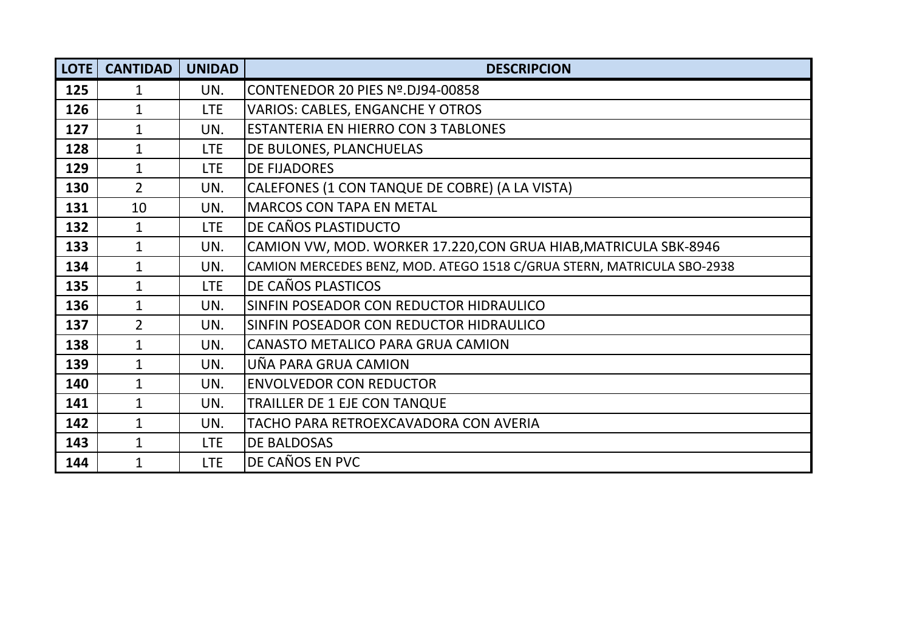| LOTE | CANTIDAD | UNIDAD | DESCRIPCION |
| --- | --- | --- | --- |
| **125** | 1 | UN. | CONTENEDOR 20 PIES Nº.DJ94-00858 |
| **126** | 1 | LTE | VARIOS: CABLES, ENGANCHE Y OTROS |
| **127** | 1 | UN. | ESTANTERIA EN HIERRO CON 3 TABLONES |
| **128** | 1 | LTE | DE BULONES, PLANCHUELAS |
| **129** | 1 | LTE | DE FIJADORES |
| **130** | 2 | UN. | CALEFONES (1 CON TANQUE DE COBRE) (A LA VISTA) |
| **131** | 10 | UN. | MARCOS CON TAPA EN METAL |
| **132** | 1 | LTE | DE CAÑOS PLASTIDUCTO |
| **133** | 1 | UN. | CAMION VW, MOD. WORKER 17.220,CON GRUA HIAB,MATRICULA SBK-8946 |
| **134** | 1 | UN. | CAMION MERCEDES BENZ, MOD. ATEGO 1518 C/GRUA STERN, MATRICULA SBO-2938 |
| **135** | 1 | LTE | DE CAÑOS PLASTICOS |
| **136** | 1 | UN. | SINFIN POSEADOR CON REDUCTOR HIDRAULICO |
| **137** | 2 | UN. | SINFIN POSEADOR CON REDUCTOR HIDRAULICO |
| **138** | 1 | UN. | CANASTO METALICO PARA GRUA CAMION |
| **139** | 1 | UN. | UÑA PARA GRUA CAMION |
| **140** | 1 | UN. | ENVOLVEDOR CON REDUCTOR |
| **141** | 1 | UN. | TRAILLER DE 1 EJE CON TANQUE |
| **142** | 1 | UN. | TACHO PARA RETROEXCAVADORA CON AVERIA |
| **143** | 1 | LTE | DE BALDOSAS |
| **144** | 1 | LTE | DE CAÑOS EN PVC |